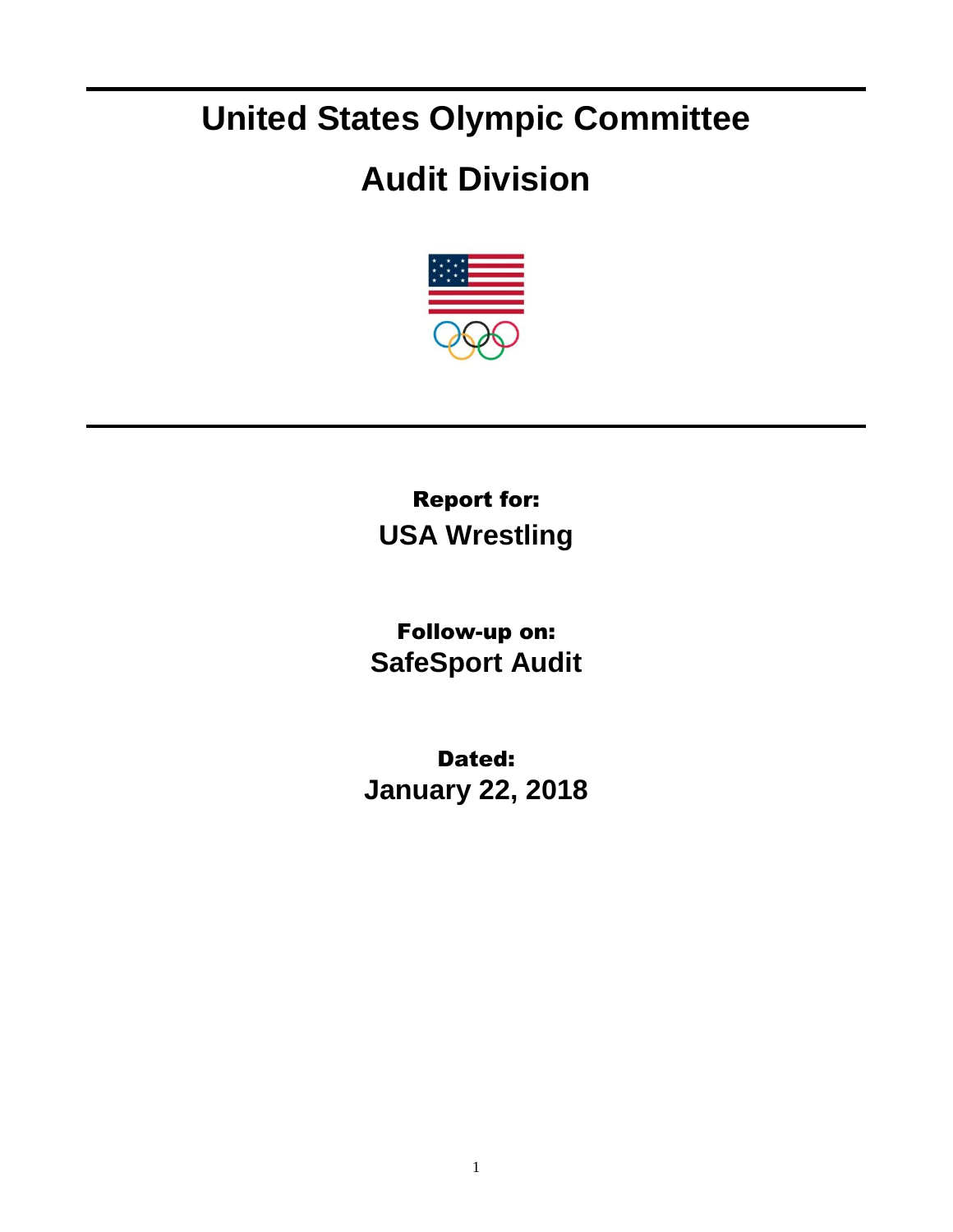# United States Olympic Committee

# Audit Division

**Report for:**
**USA Wrestling**

**Follow-up on:**
**SafeSport Audit**

**Dated:**
**January 22, 2018**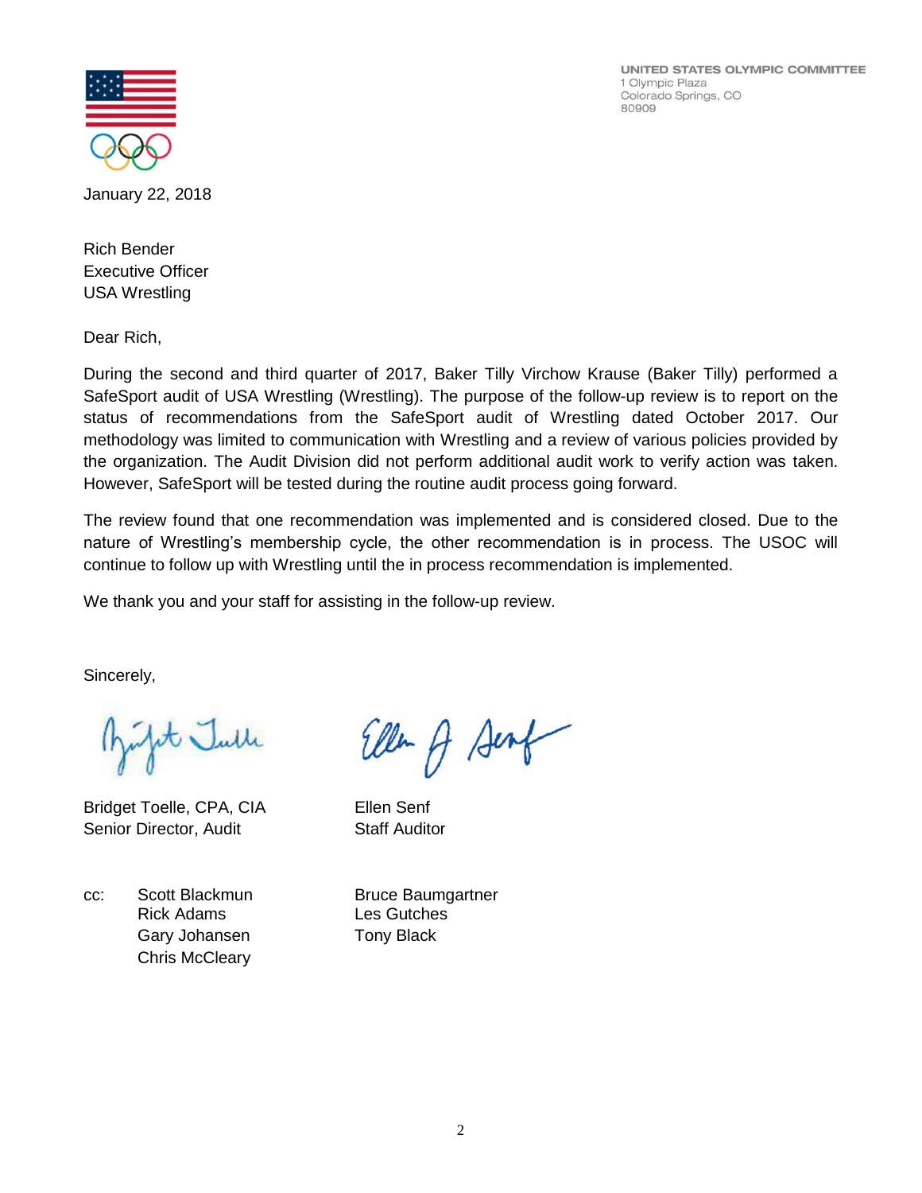UNITED STATES OLYMPIC COMMITTEE
1 Olympic Plaza
Colorado Springs, CO
80909

January 22, 2018

Rich Bender
Executive Officer
USA Wrestling

Dear Rich,

During the second and third quarter of 2017, Baker Tilly Virchow Krause (Baker Tilly) performed a SafeSport audit of USA Wrestling (Wrestling). The purpose of the follow-up review is to report on the status of recommendations from the SafeSport audit of Wrestling dated October 2017. Our methodology was limited to communication with Wrestling and a review of various policies provided by the organization. The Audit Division did not perform additional audit work to verify action was taken. However, SafeSport will be tested during the routine audit process going forward.

The review found that one recommendation was implemented and is considered closed. Due to the nature of Wrestling's membership cycle, the other recommendation is in process. The USOC will continue to follow up with Wrestling until the in process recommendation is implemented.

We thank you and your staff for assisting in the follow-up review.

Sincerely,

Bridget Toelle, CPA, CIA
Senior Director, Audit

Ellen Senf
Staff Auditor

cc: Scott Blackmun
Rick Adams
Gary Johansen
Chris McCleary
Bruce Baumgartner
Les Gutches
Tony Black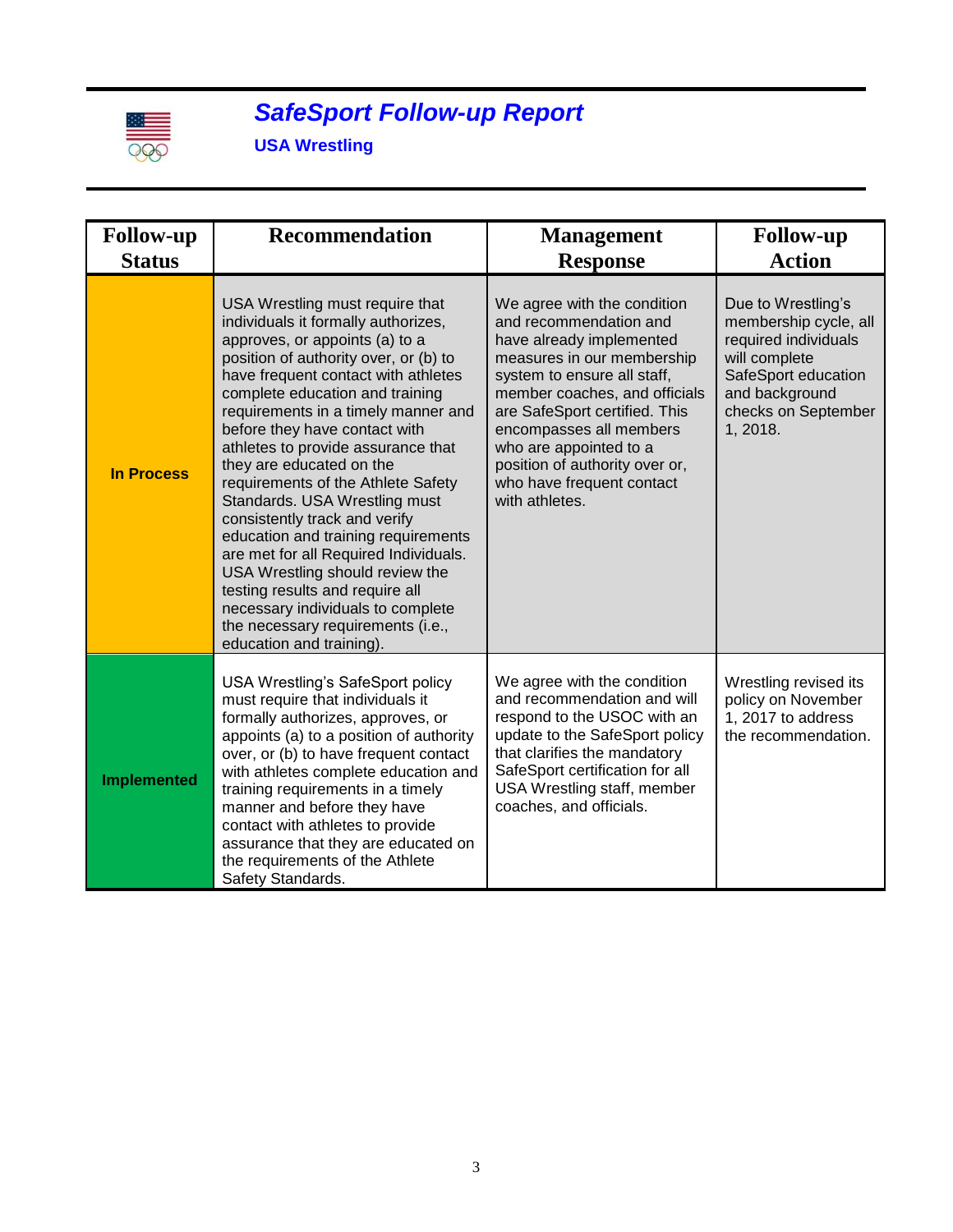# SafeSport Follow-up Report

## USA Wrestling

| Follow-up Status | Recommendation | Management Response | Follow-up Action |
|---|---|---|---|
| In Process | USA Wrestling must require that individuals it formally authorizes, approves, or appoints (a) to a position of authority over, or (b) to have frequent contact with athletes complete education and training requirements in a timely manner and before they have contact with athletes to provide assurance that they are educated on the requirements of the Athlete Safety Standards. USA Wrestling must consistently track and verify education and training requirements are met for all Required Individuals. USA Wrestling should review the testing results and require all necessary individuals to complete the necessary requirements (i.e., education and training). | We agree with the condition and recommendation and have already implemented measures in our membership system to ensure all staff, member coaches, and officials are SafeSport certified. This encompasses all members who are appointed to a position of authority over or, who have frequent contact with athletes. | Due to Wrestling's membership cycle, all required individuals will complete SafeSport education and background checks on September 1, 2018. |
| Implemented | USA Wrestling's SafeSport policy must require that individuals it formally authorizes, approves, or appoints (a) to a position of authority over, or (b) to have frequent contact with athletes complete education and training requirements in a timely manner and before they have contact with athletes to provide assurance that they are educated on the requirements of the Athlete Safety Standards. | We agree with the condition and recommendation and will respond to the USOC with an update to the SafeSport policy that clarifies the mandatory SafeSport certification for all USA Wrestling staff, member coaches, and officials. | Wrestling revised its policy on November 1, 2017 to address the recommendation. |